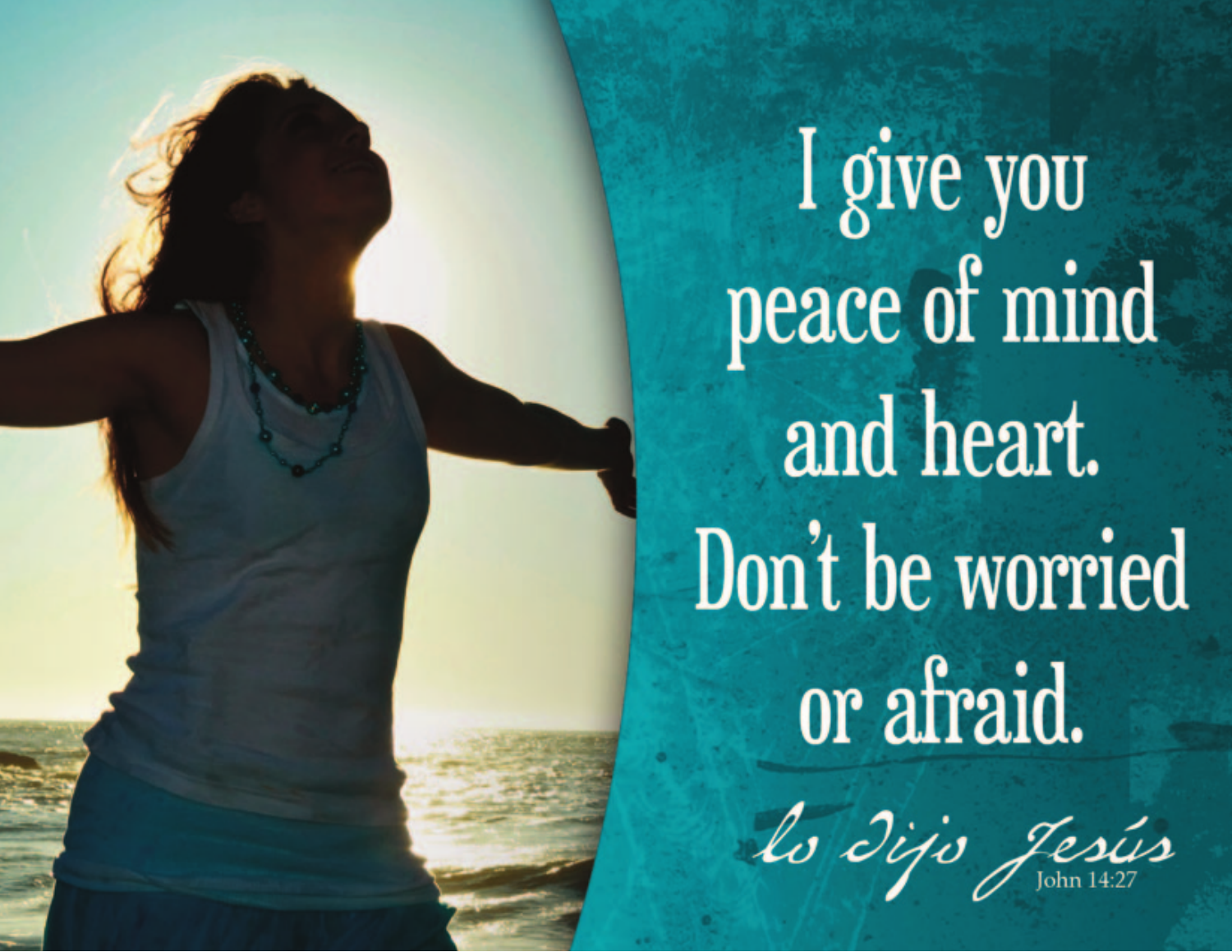I give you peace of mind and heart. Don't be worried or afraid.

*lo dijo Jesús*

John 14:27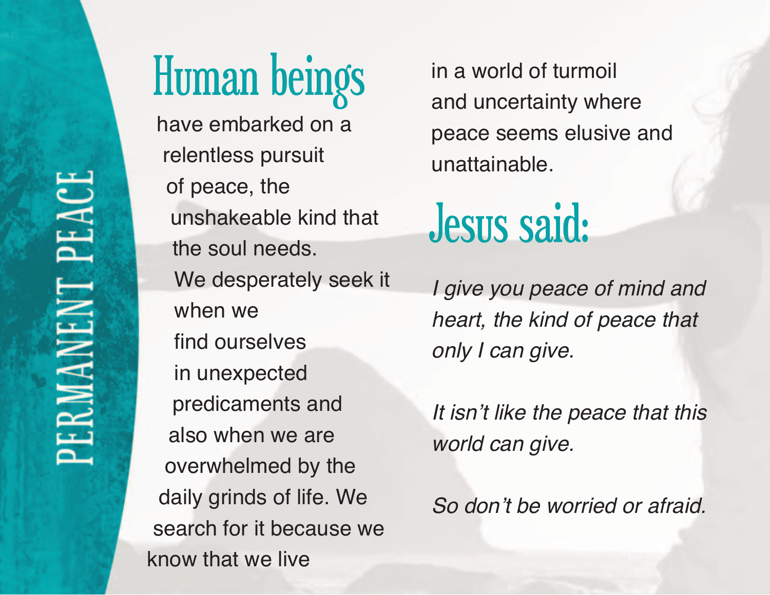PERMANENT PEACE

# Human beings

have embarked on a relentless pursuit of peace, the unshakeable kind that the soul needs. We desperately seek it when we find ourselves in unexpected predicaments and also when we are overwhelmed by the daily grinds of life. We search for it because we know that we live in a world of turmoil and uncertainty where peace seems elusive and unattainable.

# Jesus said:

*I give you peace of mind and heart, the kind of peace that only I can give.*

*It isn't like the peace that this world can give.*

*So don't be worried or afraid.*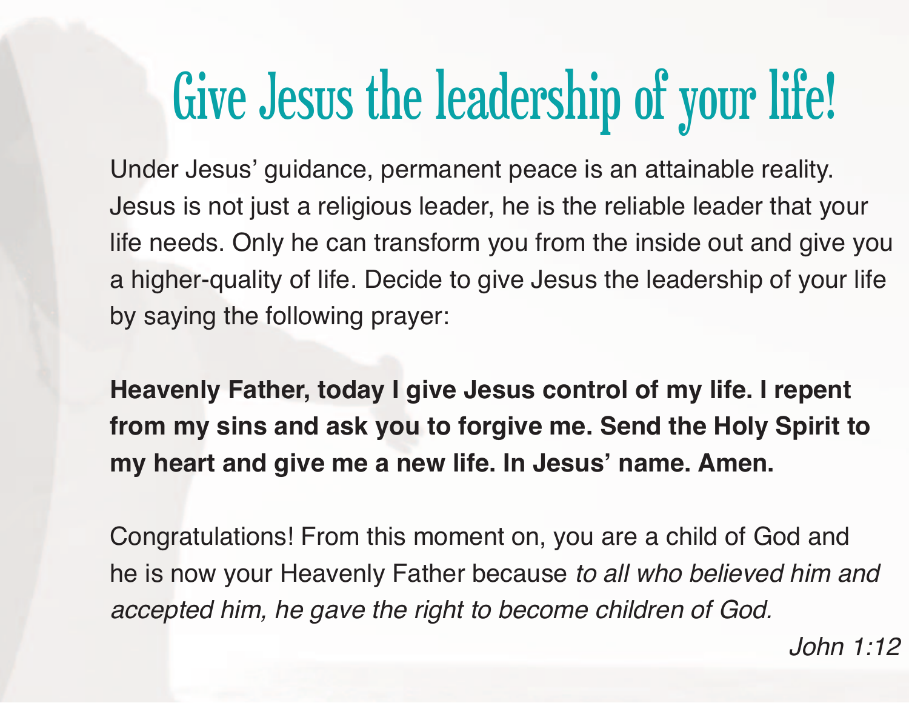# Give Jesus the leadership of your life!

Under Jesus' guidance, permanent peace is an attainable reality. Jesus is not just a religious leader, he is the reliable leader that your life needs. Only he can transform you from the inside out and give you a higher-quality of life. Decide to give Jesus the leadership of your life by saying the following prayer:

**Heavenly Father, today I give Jesus control of my life. I repent from my sins and ask you to forgive me. Send the Holy Spirit to my heart and give me a new life. In Jesus' name. Amen.**

Congratulations! From this moment on, you are a child of God and he is now your Heavenly Father because *to all who believed him and accepted him, he gave the right to become children of God.*

*John 1:12*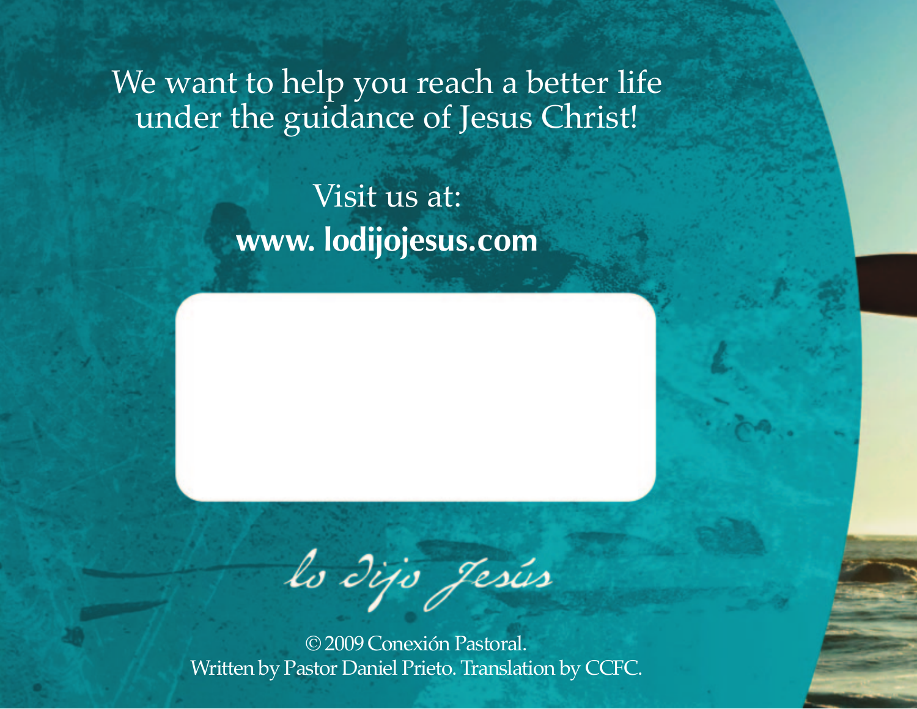We want to help you reach a better life under the guidance of Jesus Christ!

Visit us at:

**www. lodijojesus.com**

*lo dijo Jesús*

© 2009 Conexión Pastoral.
Written by Pastor Daniel Prieto. Translation by CCFC.